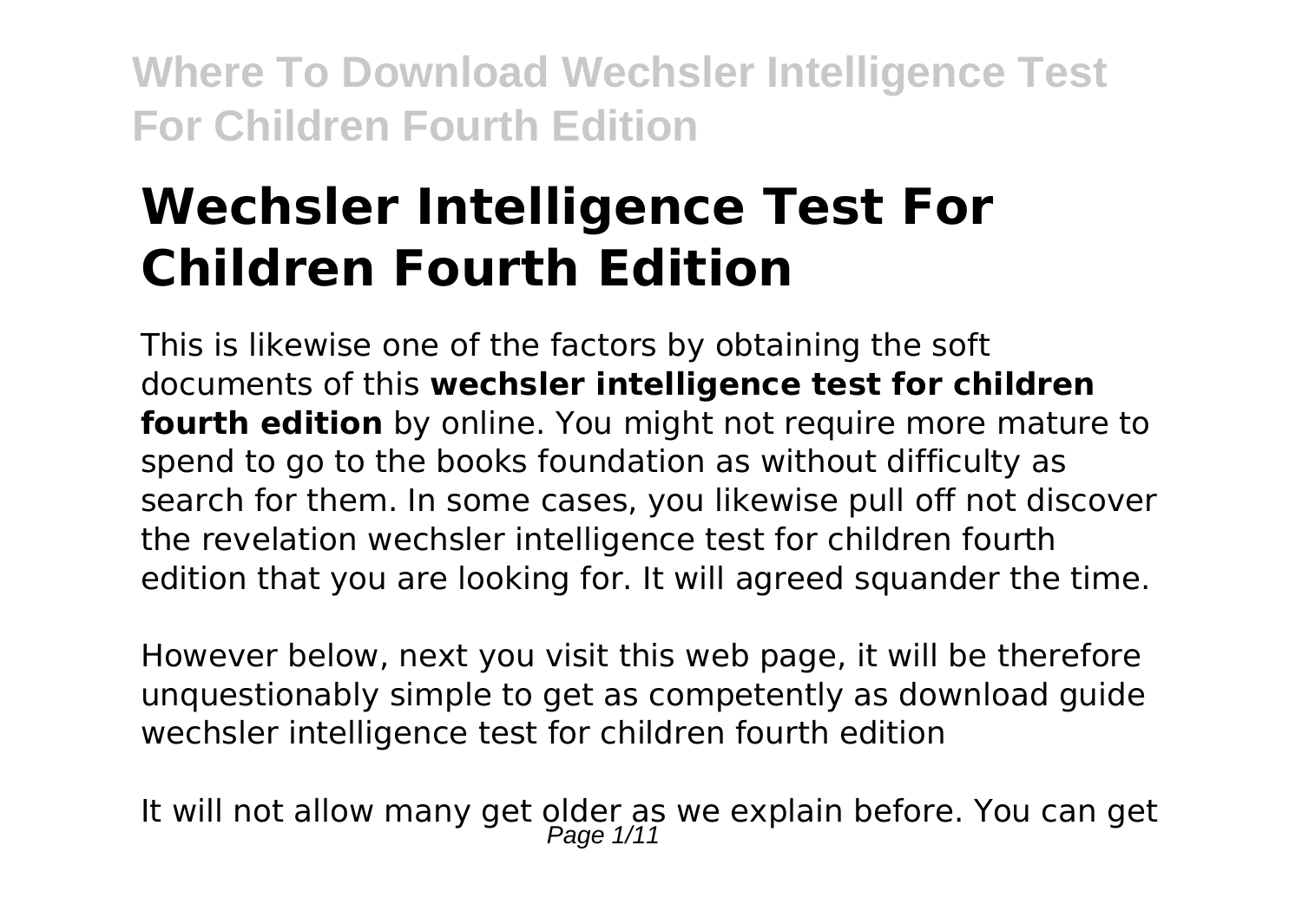# Wechsler Intelligence Test For Children Fourth Edition

This is likewise one of the factors by obtaining the soft documents of this **wechsler intelligence test for children fourth edition** by online. You might not require more mature to spend to go to the books foundation as without difficulty as search for them. In some cases, you likewise pull off not discover the revelation wechsler intelligence test for children fourth edition that you are looking for. It will agreed squander the time.

However below, next you visit this web page, it will be therefore unquestionably simple to get as competently as download guide wechsler intelligence test for children fourth edition

It will not allow many get older as we explain before. You can get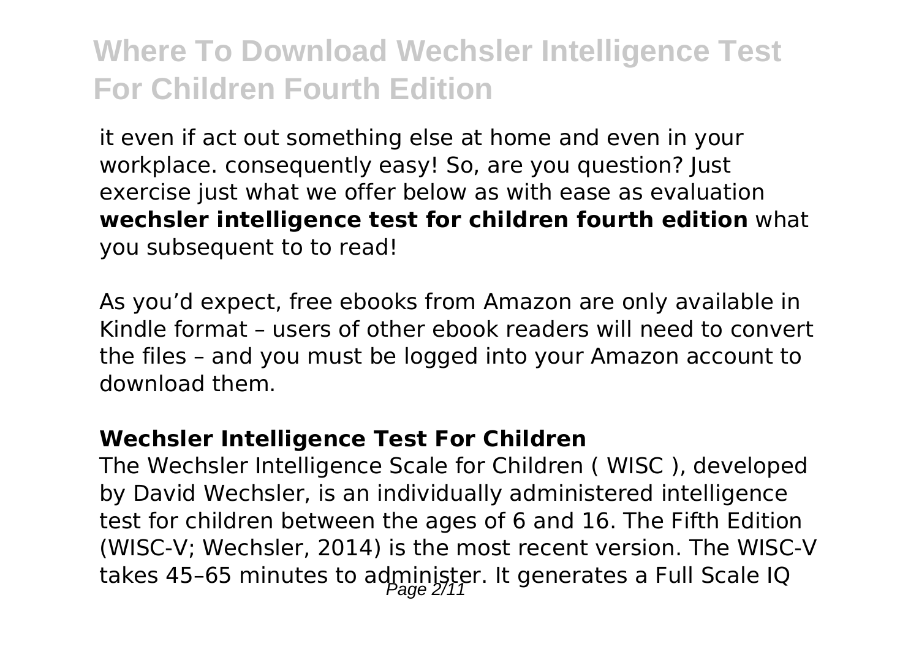it even if act out something else at home and even in your workplace. consequently easy! So, are you question? Just exercise just what we offer below as with ease as evaluation **wechsler intelligence test for children fourth edition** what you subsequent to to read!

As you'd expect, free ebooks from Amazon are only available in Kindle format – users of other ebook readers will need to convert the files – and you must be logged into your Amazon account to download them.

### Wechsler Intelligence Test For Children

The Wechsler Intelligence Scale for Children ( WISC ), developed by David Wechsler, is an individually administered intelligence test for children between the ages of 6 and 16. The Fifth Edition (WISC-V; Wechsler, 2014) is the most recent version. The WISC-V takes 45–65 minutes to administer. It generates a Full Scale IQ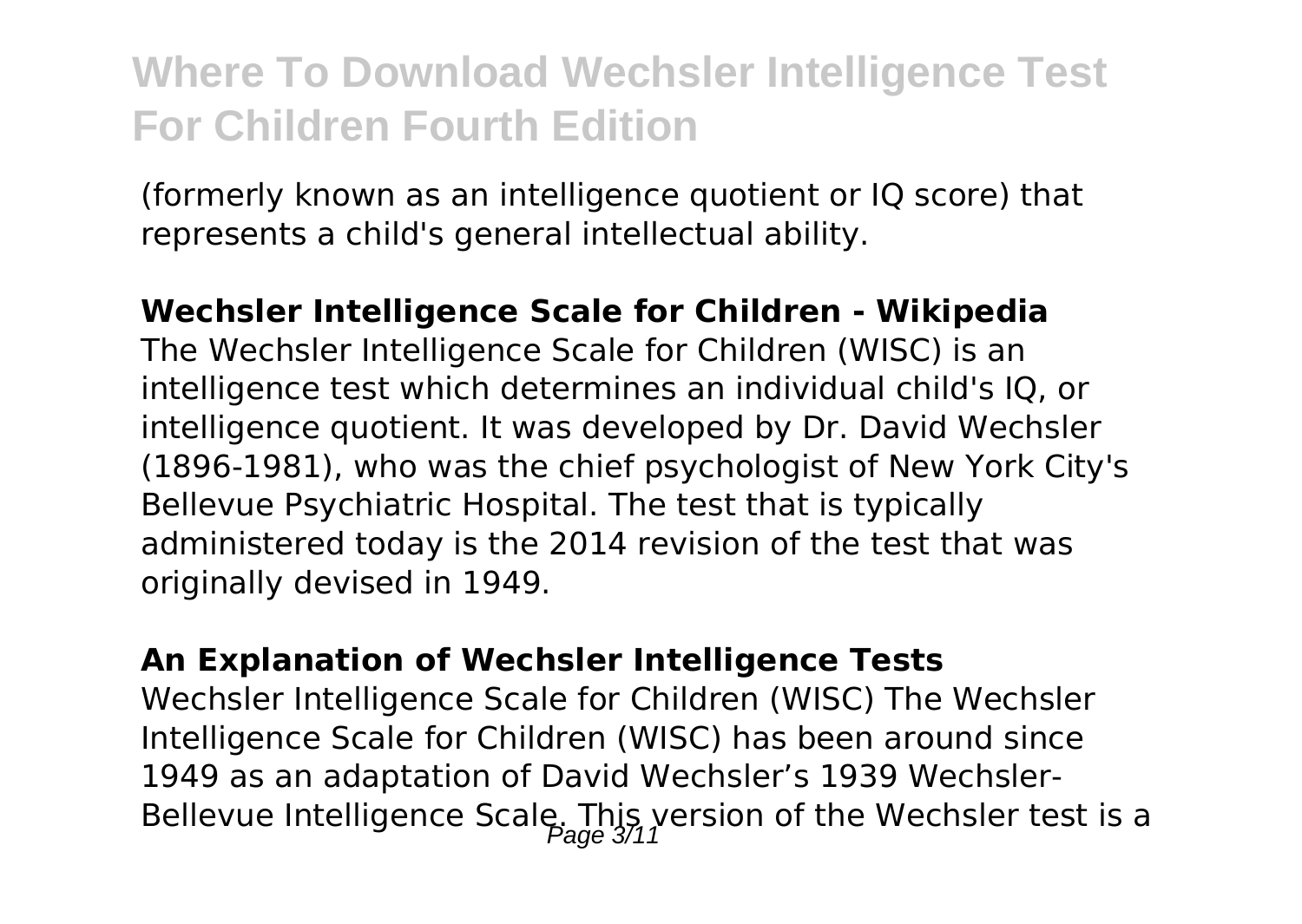(formerly known as an intelligence quotient or IQ score) that represents a child's general intellectual ability.

**Wechsler Intelligence Scale for Children - Wikipedia**

The Wechsler Intelligence Scale for Children (WISC) is an intelligence test which determines an individual child's IQ, or intelligence quotient. It was developed by Dr. David Wechsler (1896-1981), who was the chief psychologist of New York City's Bellevue Psychiatric Hospital. The test that is typically administered today is the 2014 revision of the test that was originally devised in 1949.

**An Explanation of Wechsler Intelligence Tests**

Wechsler Intelligence Scale for Children (WISC) The Wechsler Intelligence Scale for Children (WISC) has been around since 1949 as an adaptation of David Wechsler's 1939 Wechsler-Bellevue Intelligence Scale. This version of the Wechsler test is a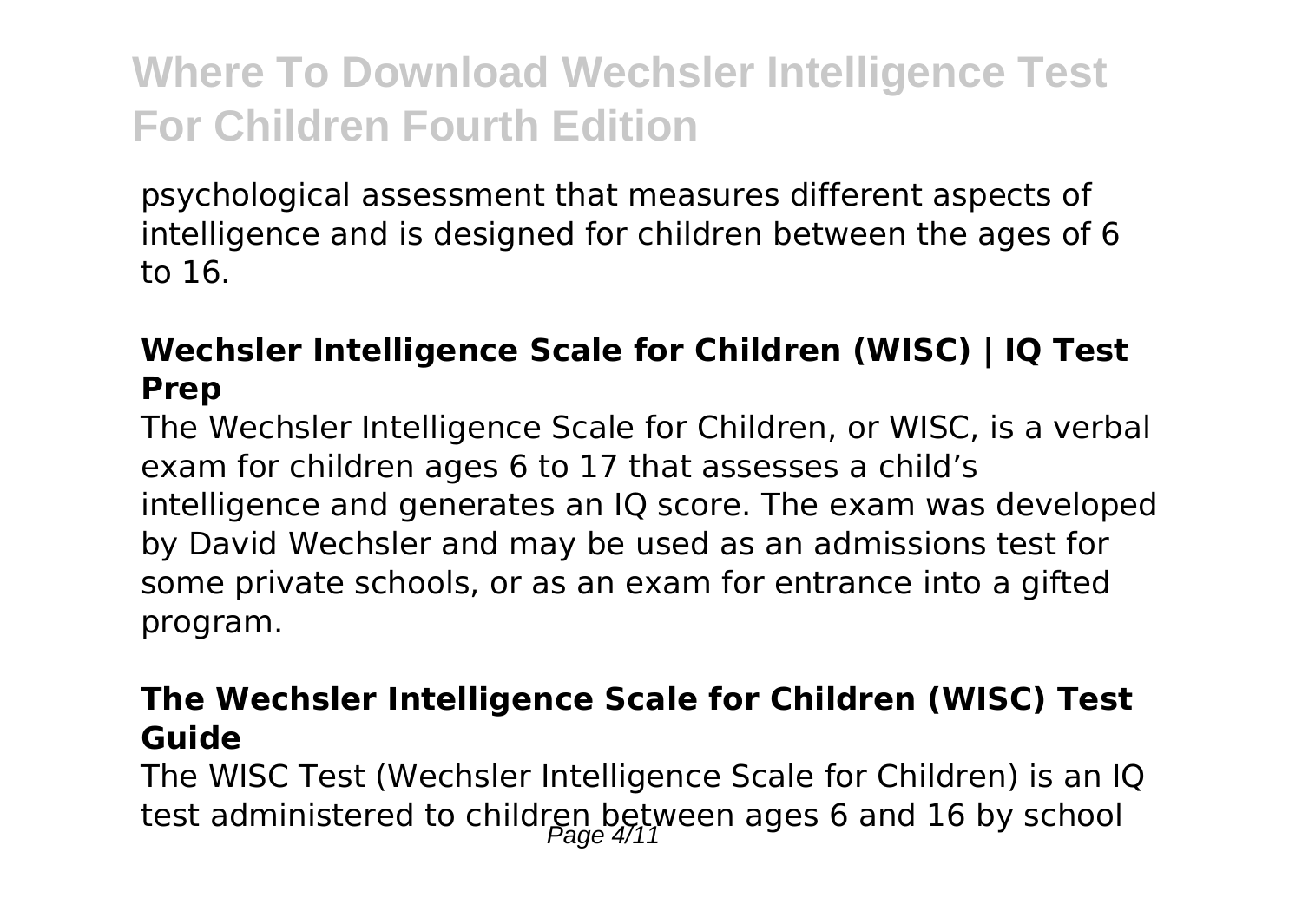psychological assessment that measures different aspects of intelligence and is designed for children between the ages of 6 to 16.

### Wechsler Intelligence Scale for Children (WISC) | IQ Test Prep

The Wechsler Intelligence Scale for Children, or WISC, is a verbal exam for children ages 6 to 17 that assesses a child's intelligence and generates an IQ score. The exam was developed by David Wechsler and may be used as an admissions test for some private schools, or as an exam for entrance into a gifted program.

### The Wechsler Intelligence Scale for Children (WISC) Test Guide

The WISC Test (Wechsler Intelligence Scale for Children) is an IQ test administered to children between ages 6 and 16 by school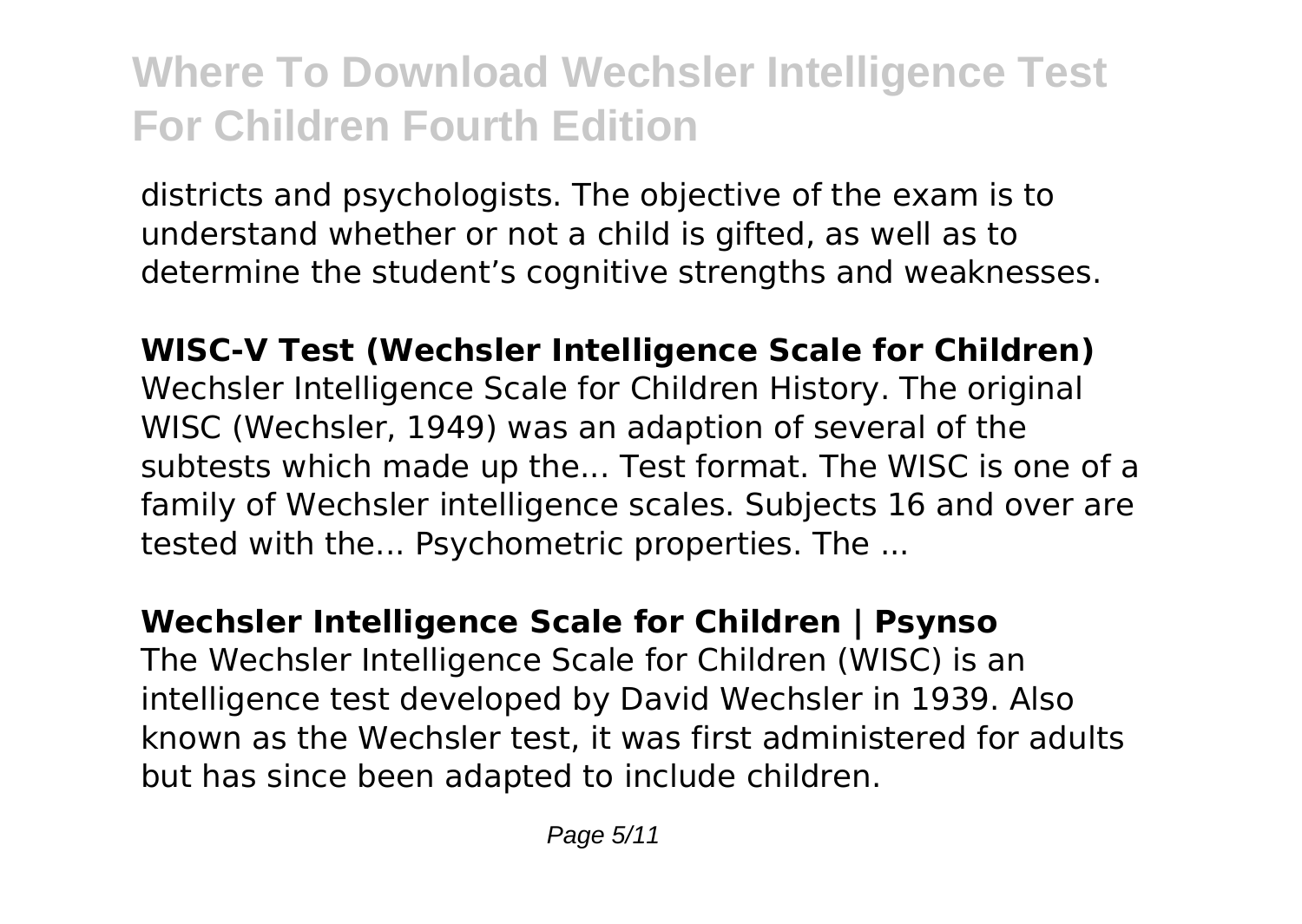districts and psychologists. The objective of the exam is to understand whether or not a child is gifted, as well as to determine the student's cognitive strengths and weaknesses.

**WISC-V Test (Wechsler Intelligence Scale for Children)**

Wechsler Intelligence Scale for Children History. The original WISC (Wechsler, 1949) was an adaption of several of the subtests which made up the... Test format. The WISC is one of a family of Wechsler intelligence scales. Subjects 16 and over are tested with the... Psychometric properties. The ...

**Wechsler Intelligence Scale for Children | Psynso**

The Wechsler Intelligence Scale for Children (WISC) is an intelligence test developed by David Wechsler in 1939. Also known as the Wechsler test, it was first administered for adults but has since been adapted to include children.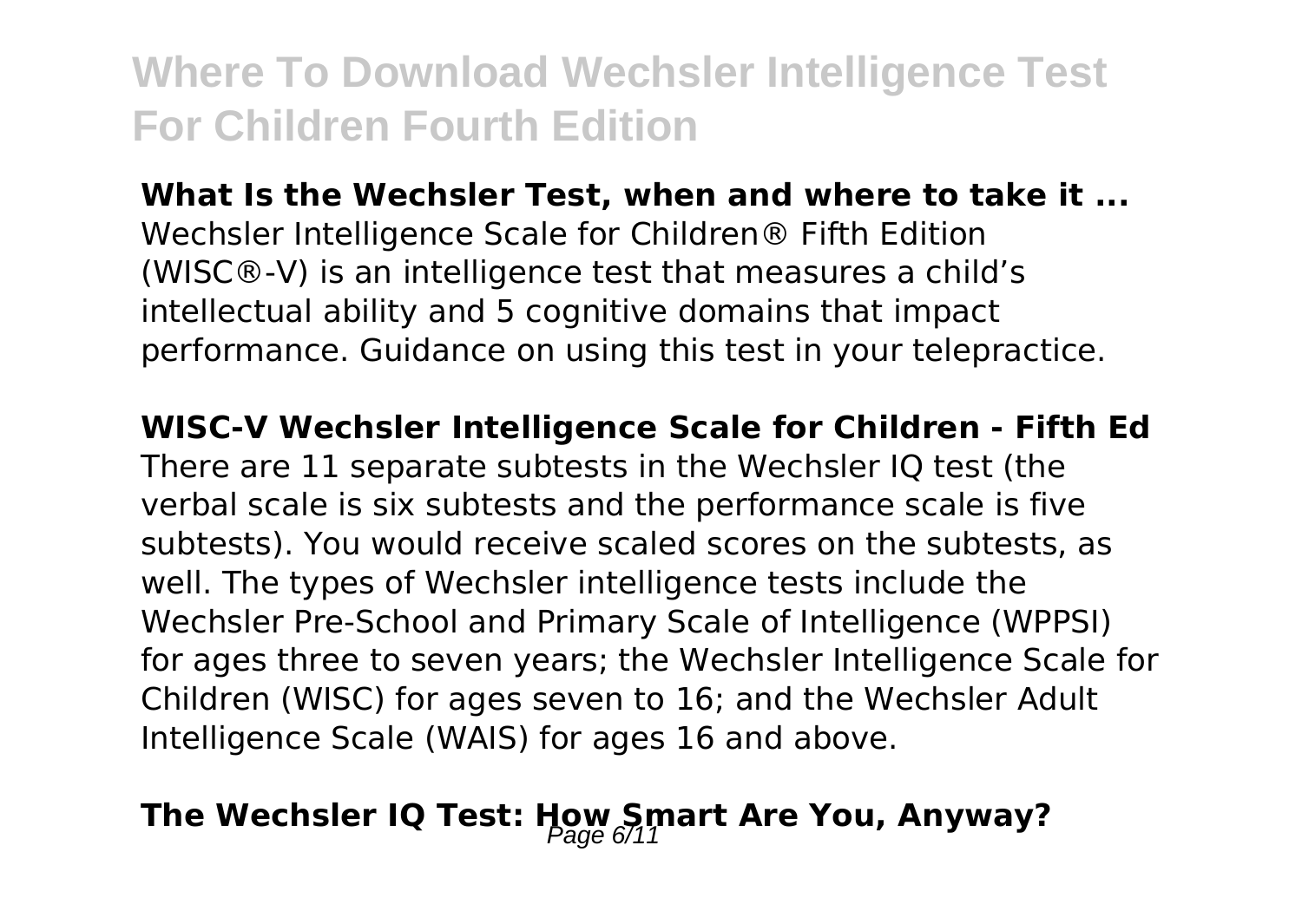**What Is the Wechsler Test, when and where to take it ...**
Wechsler Intelligence Scale for Children® Fifth Edition (WISC®-V) is an intelligence test that measures a child's intellectual ability and 5 cognitive domains that impact performance. Guidance on using this test in your telepractice.

**WISC-V Wechsler Intelligence Scale for Children - Fifth Ed**
There are 11 separate subtests in the Wechsler IQ test (the verbal scale is six subtests and the performance scale is five subtests). You would receive scaled scores on the subtests, as well. The types of Wechsler intelligence tests include the Wechsler Pre-School and Primary Scale of Intelligence (WPPSI) for ages three to seven years; the Wechsler Intelligence Scale for Children (WISC) for ages seven to 16; and the Wechsler Adult Intelligence Scale (WAIS) for ages 16 and above.

## The Wechsler IQ Test: How Smart Are You, Anyway?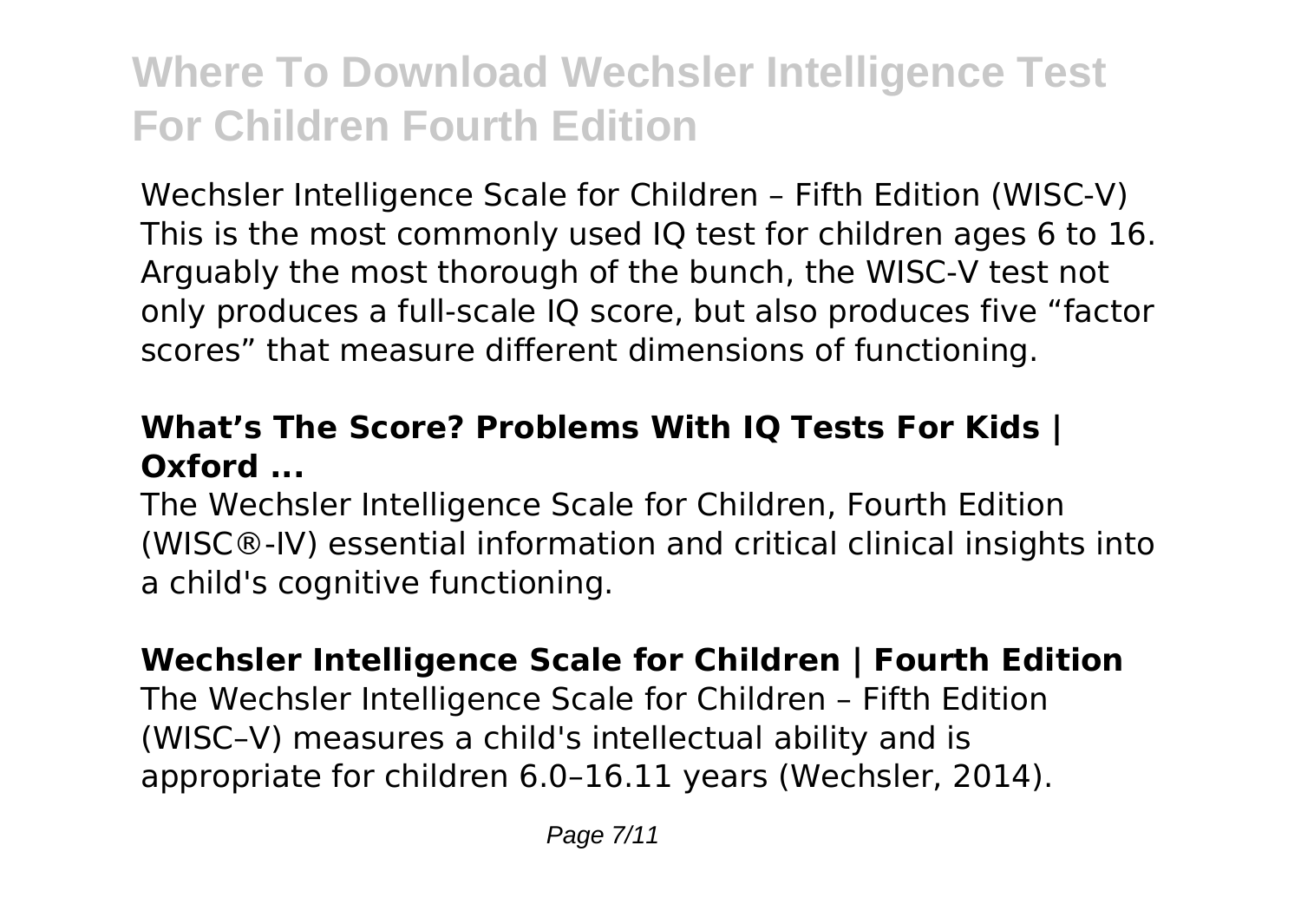Wechsler Intelligence Scale for Children – Fifth Edition (WISC-V) This is the most commonly used IQ test for children ages 6 to 16. Arguably the most thorough of the bunch, the WISC-V test not only produces a full-scale IQ score, but also produces five "factor scores" that measure different dimensions of functioning.

### What's The Score? Problems With IQ Tests For Kids | Oxford ...

The Wechsler Intelligence Scale for Children, Fourth Edition (WISC®-IV) essential information and critical clinical insights into a child's cognitive functioning.

### Wechsler Intelligence Scale for Children | Fourth Edition

The Wechsler Intelligence Scale for Children – Fifth Edition (WISC–V) measures a child's intellectual ability and is appropriate for children 6.0–16.11 years (Wechsler, 2014).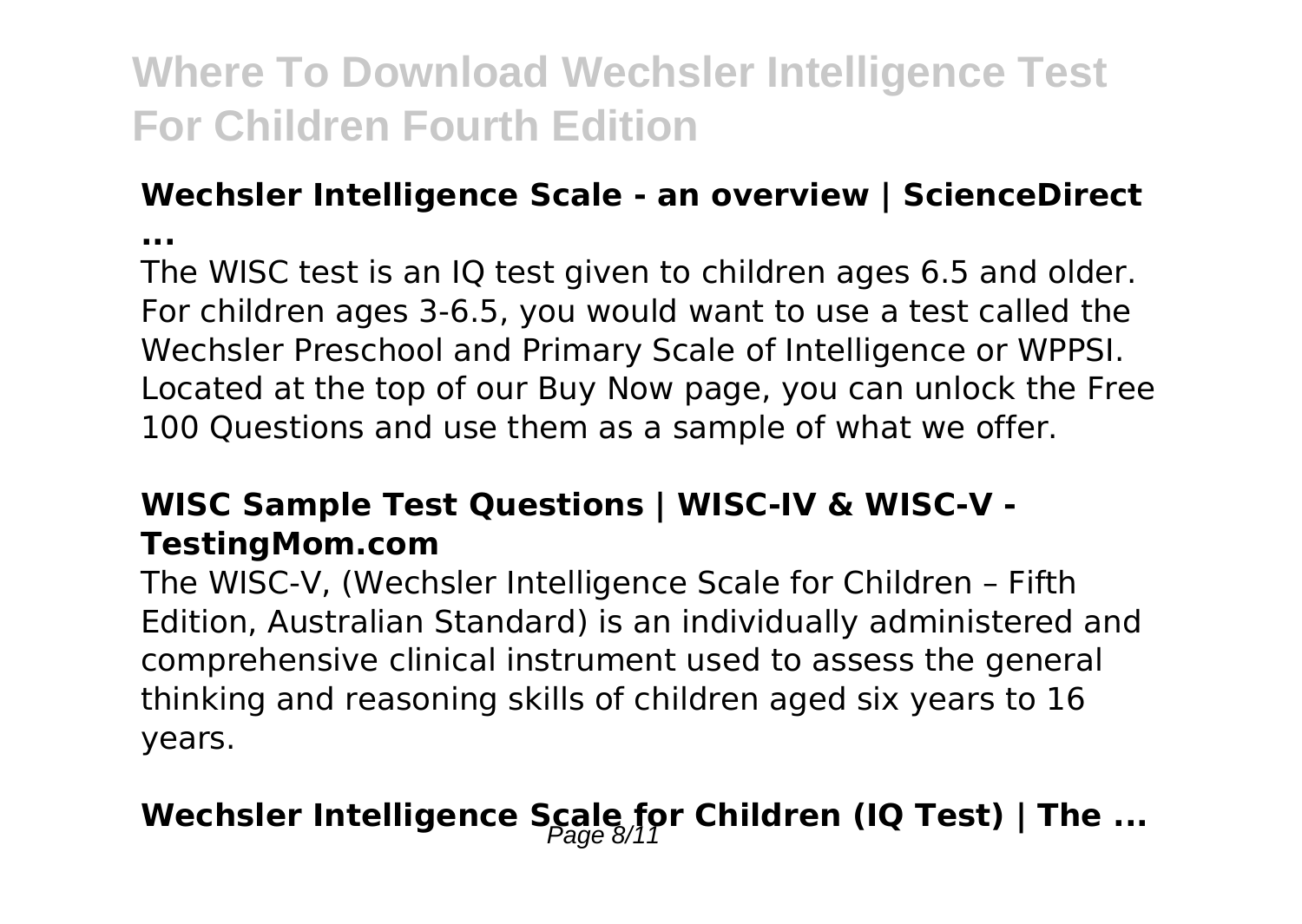### Wechsler Intelligence Scale - an overview | ScienceDirect ...

The WISC test is an IQ test given to children ages 6.5 and older. For children ages 3-6.5, you would want to use a test called the Wechsler Preschool and Primary Scale of Intelligence or WPPSI. Located at the top of our Buy Now page, you can unlock the Free 100 Questions and use them as a sample of what we offer.

### WISC Sample Test Questions | WISC-IV & WISC-V - TestingMom.com

The WISC-V, (Wechsler Intelligence Scale for Children – Fifth Edition, Australian Standard) is an individually administered and comprehensive clinical instrument used to assess the general thinking and reasoning skills of children aged six years to 16 years.

## Wechsler Intelligence Scale for Children (IQ Test) | The ...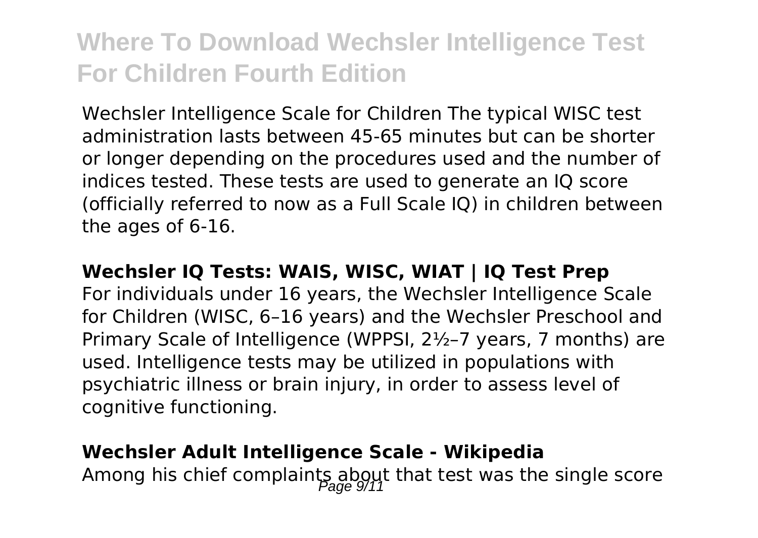Wechsler Intelligence Scale for Children The typical WISC test administration lasts between 45-65 minutes but can be shorter or longer depending on the procedures used and the number of indices tested. These tests are used to generate an IQ score (officially referred to now as a Full Scale IQ) in children between the ages of 6-16.

**Wechsler IQ Tests: WAIS, WISC, WIAT | IQ Test Prep**

For individuals under 16 years, the Wechsler Intelligence Scale for Children (WISC, 6–16 years) and the Wechsler Preschool and Primary Scale of Intelligence (WPPSI, 2½–7 years, 7 months) are used. Intelligence tests may be utilized in populations with psychiatric illness or brain injury, in order to assess level of cognitive functioning.

**Wechsler Adult Intelligence Scale - Wikipedia**

Among his chief complaints about that test was the single score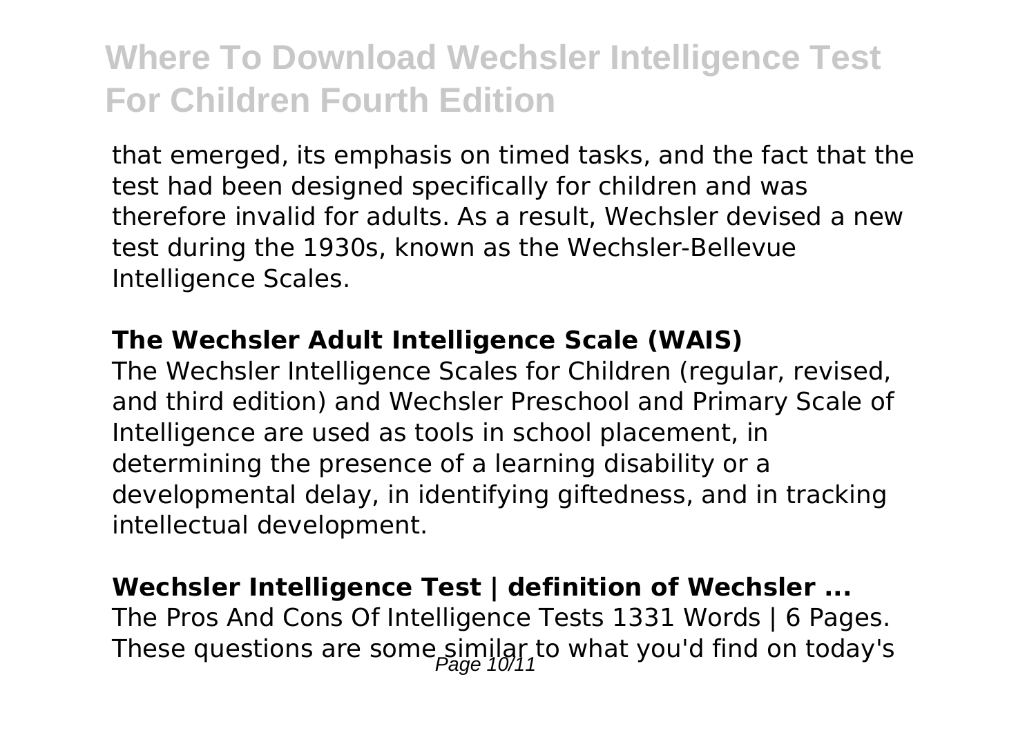that emerged, its emphasis on timed tasks, and the fact that the test had been designed specifically for children and was therefore invalid for adults. As a result, Wechsler devised a new test during the 1930s, known as the Wechsler-Bellevue Intelligence Scales.

### The Wechsler Adult Intelligence Scale (WAIS)

The Wechsler Intelligence Scales for Children (regular, revised, and third edition) and Wechsler Preschool and Primary Scale of Intelligence are used as tools in school placement, in determining the presence of a learning disability or a developmental delay, in identifying giftedness, and in tracking intellectual development.

### Wechsler Intelligence Test | definition of Wechsler ...

The Pros And Cons Of Intelligence Tests 1331 Words | 6 Pages. These questions are some similar to what you'd find on today's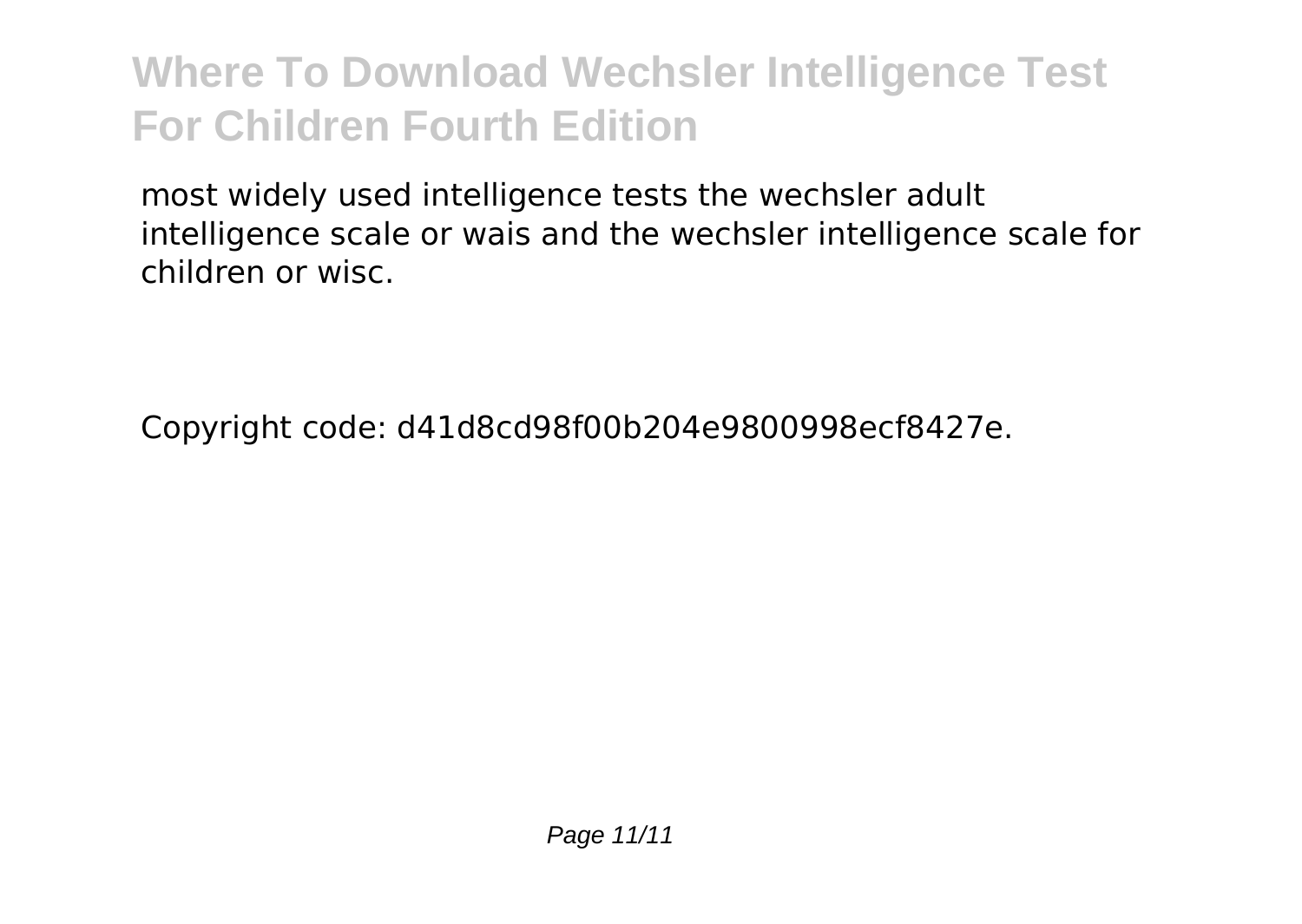most widely used intelligence tests the wechsler adult intelligence scale or wais and the wechsler intelligence scale for children or wisc.

Copyright code: d41d8cd98f00b204e9800998ecf8427e.